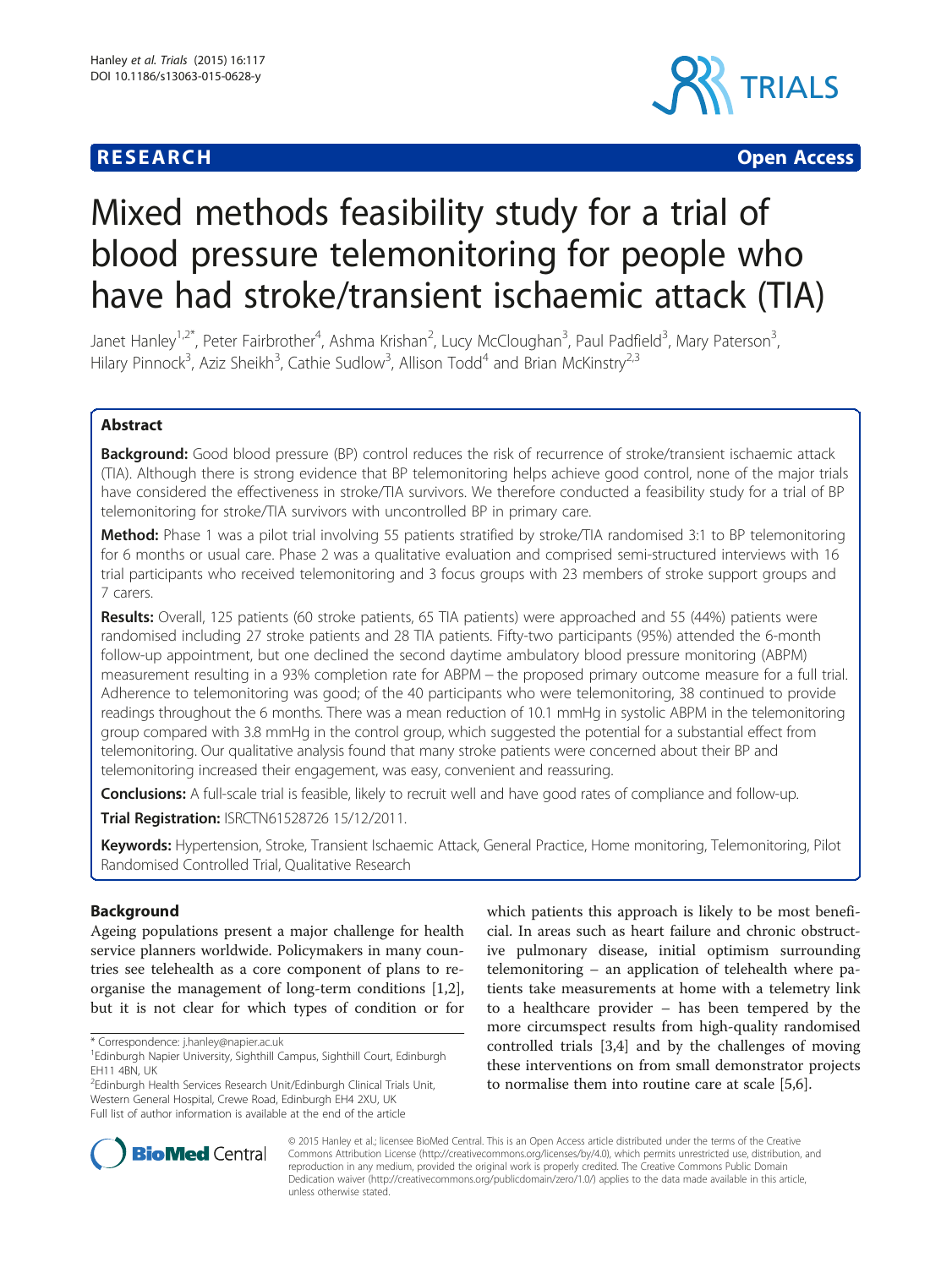**RESEARCH** **Open Access**

# Mixed methods feasibility study for a trial of blood pressure telemonitoring for people who have had stroke/transient ischaemic attack (TIA)

Janet Hanley[1,2*], Peter Fairbrother[4], Ashma Krishan[2], Lucy McCloughan[3], Paul Padfield[3], Mary Paterson[3], Hilary Pinnock[3], Aziz Sheikh[3], Cathie Sudlow[3], Allison Todd[4] and Brian McKinstry[2,3]

## Abstract

**Background:** Good blood pressure (BP) control reduces the risk of recurrence of stroke/transient ischaemic attack (TIA). Although there is strong evidence that BP telemonitoring helps achieve good control, none of the major trials have considered the effectiveness in stroke/TIA survivors. We therefore conducted a feasibility study for a trial of BP telemonitoring for stroke/TIA survivors with uncontrolled BP in primary care.

**Method:** Phase 1 was a pilot trial involving 55 patients stratified by stroke/TIA randomised 3:1 to BP telemonitoring for 6 months or usual care. Phase 2 was a qualitative evaluation and comprised semi-structured interviews with 16 trial participants who received telemonitoring and 3 focus groups with 23 members of stroke support groups and 7 carers.

**Results:** Overall, 125 patients (60 stroke patients, 65 TIA patients) were approached and 55 (44%) patients were randomised including 27 stroke patients and 28 TIA patients. Fifty-two participants (95%) attended the 6-month follow-up appointment, but one declined the second daytime ambulatory blood pressure monitoring (ABPM) measurement resulting in a 93% completion rate for ABPM – the proposed primary outcome measure for a full trial. Adherence to telemonitoring was good; of the 40 participants who were telemonitoring, 38 continued to provide readings throughout the 6 months. There was a mean reduction of 10.1 mmHg in systolic ABPM in the telemonitoring group compared with 3.8 mmHg in the control group, which suggested the potential for a substantial effect from telemonitoring. Our qualitative analysis found that many stroke patients were concerned about their BP and telemonitoring increased their engagement, was easy, convenient and reassuring.

**Conclusions:** A full-scale trial is feasible, likely to recruit well and have good rates of compliance and follow-up.

**Trial Registration:** ISRCTN61528726 15/12/2011.

**Keywords:** Hypertension, Stroke, Transient Ischaemic Attack, General Practice, Home monitoring, Telemonitoring, Pilot Randomised Controlled Trial, Qualitative Research

## Background

Ageing populations present a major challenge for health service planners worldwide. Policymakers in many countries see telehealth as a core component of plans to reorganise the management of long-term conditions [1,2], but it is not clear for which types of condition or for which patients this approach is likely to be most beneficial. In areas such as heart failure and chronic obstructive pulmonary disease, initial optimism surrounding telemonitoring – an application of telehealth where patients take measurements at home with a telemetry link to a healthcare provider – has been tempered by the more circumspect results from high-quality randomised controlled trials [3,4] and by the challenges of moving these interventions on from small demonstrator projects to normalise them into routine care at scale [5,6].

\* Correspondence: j.hanley@napier.ac.uk
[1]Edinburgh Napier University, Sighthill Campus, Sighthill Court, Edinburgh EH11 4BN, UK
[2]Edinburgh Health Services Research Unit/Edinburgh Clinical Trials Unit, Western General Hospital, Crewe Road, Edinburgh EH4 2XU, UK
Full list of author information is available at the end of the article

© 2015 Hanley et al.; licensee BioMed Central. This is an Open Access article distributed under the terms of the Creative Commons Attribution License (http://creativecommons.org/licenses/by/4.0), which permits unrestricted use, distribution, and reproduction in any medium, provided the original work is properly credited. The Creative Commons Public Domain Dedication waiver (http://creativecommons.org/publicdomain/zero/1.0/) applies to the data made available in this article, unless otherwise stated.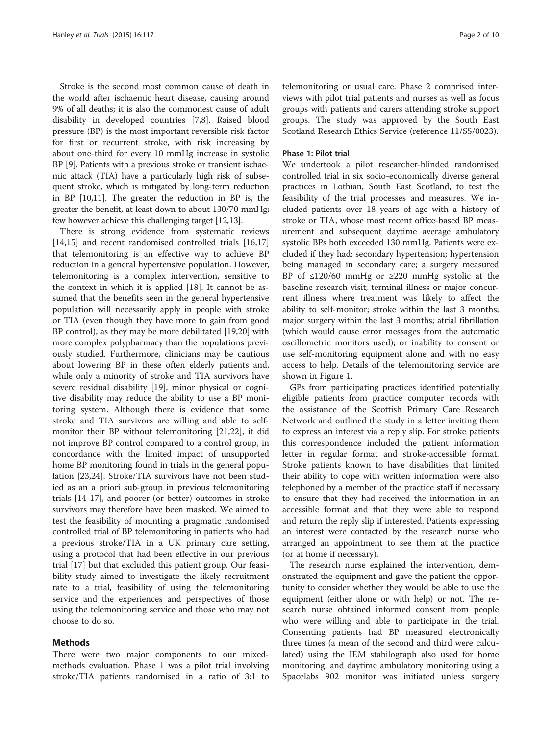Stroke is the second most common cause of death in the world after ischaemic heart disease, causing around 9% of all deaths; it is also the commonest cause of adult disability in developed countries [7,8]. Raised blood pressure (BP) is the most important reversible risk factor for first or recurrent stroke, with risk increasing by about one-third for every 10 mmHg increase in systolic BP [9]. Patients with a previous stroke or transient ischaemic attack (TIA) have a particularly high risk of subsequent stroke, which is mitigated by long-term reduction in BP [10,11]. The greater the reduction in BP is, the greater the benefit, at least down to about 130/70 mmHg; few however achieve this challenging target [12,13].

There is strong evidence from systematic reviews [14,15] and recent randomised controlled trials [16,17] that telemonitoring is an effective way to achieve BP reduction in a general hypertensive population. However, telemonitoring is a complex intervention, sensitive to the context in which it is applied [18]. It cannot be assumed that the benefits seen in the general hypertensive population will necessarily apply in people with stroke or TIA (even though they have more to gain from good BP control), as they may be more debilitated [19,20] with more complex polypharmacy than the populations previously studied. Furthermore, clinicians may be cautious about lowering BP in these often elderly patients and, while only a minority of stroke and TIA survivors have severe residual disability [19], minor physical or cognitive disability may reduce the ability to use a BP monitoring system. Although there is evidence that some stroke and TIA survivors are willing and able to self-monitor their BP without telemonitoring [21,22], it did not improve BP control compared to a control group, in concordance with the limited impact of unsupported home BP monitoring found in trials in the general population [23,24]. Stroke/TIA survivors have not been studied as an a priori sub-group in previous telemonitoring trials [14-17], and poorer (or better) outcomes in stroke survivors may therefore have been masked. We aimed to test the feasibility of mounting a pragmatic randomised controlled trial of BP telemonitoring in patients who had a previous stroke/TIA in a UK primary care setting, using a protocol that had been effective in our previous trial [17] but that excluded this patient group. Our feasibility study aimed to investigate the likely recruitment rate to a trial, feasibility of using the telemonitoring service and the experiences and perspectives of those using the telemonitoring service and those who may not choose to do so.

## Methods

There were two major components to our mixed-methods evaluation. Phase 1 was a pilot trial involving stroke/TIA patients randomised in a ratio of 3:1 to telemonitoring or usual care. Phase 2 comprised interviews with pilot trial patients and nurses as well as focus groups with patients and carers attending stroke support groups. The study was approved by the South East Scotland Research Ethics Service (reference 11/SS/0023).

### Phase 1: Pilot trial

We undertook a pilot researcher-blinded randomised controlled trial in six socio-economically diverse general practices in Lothian, South East Scotland, to test the feasibility of the trial processes and measures. We included patients over 18 years of age with a history of stroke or TIA, whose most recent office-based BP measurement and subsequent daytime average ambulatory systolic BPs both exceeded 130 mmHg. Patients were excluded if they had: secondary hypertension; hypertension being managed in secondary care; a surgery measured BP of ≤120/60 mmHg or ≥220 mmHg systolic at the baseline research visit; terminal illness or major concurrent illness where treatment was likely to affect the ability to self-monitor; stroke within the last 3 months; major surgery within the last 3 months; atrial fibrillation (which would cause error messages from the automatic oscillometric monitors used); or inability to consent or use self-monitoring equipment alone and with no easy access to help. Details of the telemonitoring service are shown in Figure 1.

GPs from participating practices identified potentially eligible patients from practice computer records with the assistance of the Scottish Primary Care Research Network and outlined the study in a letter inviting them to express an interest via a reply slip. For stroke patients this correspondence included the patient information letter in regular format and stroke-accessible format. Stroke patients known to have disabilities that limited their ability to cope with written information were also telephoned by a member of the practice staff if necessary to ensure that they had received the information in an accessible format and that they were able to respond and return the reply slip if interested. Patients expressing an interest were contacted by the research nurse who arranged an appointment to see them at the practice (or at home if necessary).

The research nurse explained the intervention, demonstrated the equipment and gave the patient the opportunity to consider whether they would be able to use the equipment (either alone or with help) or not. The research nurse obtained informed consent from people who were willing and able to participate in the trial. Consenting patients had BP measured electronically three times (a mean of the second and third were calculated) using the IEM stabilograph also used for home monitoring, and daytime ambulatory monitoring using a Spacelabs 902 monitor was initiated unless surgery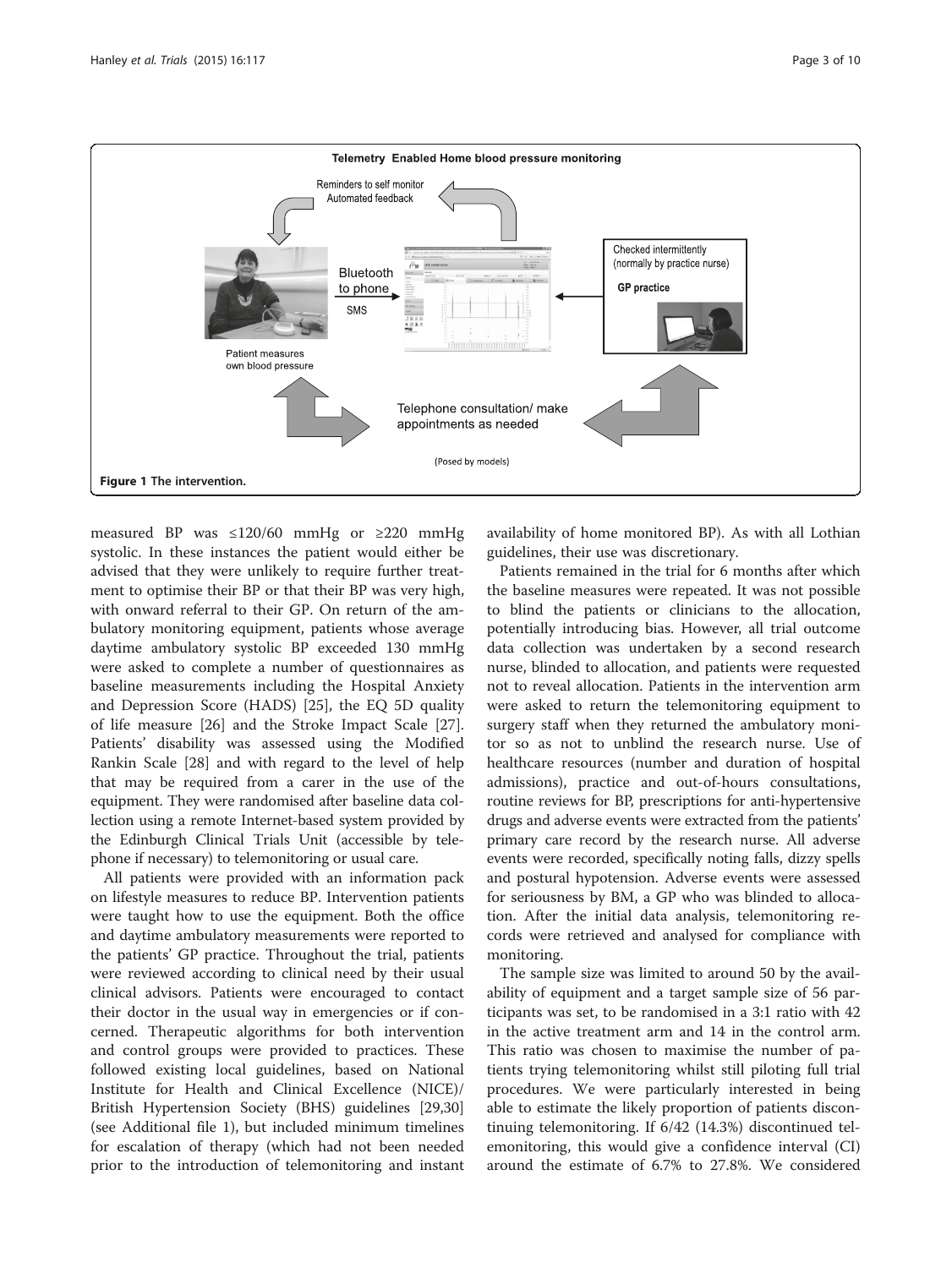Telemetry Enabled Home blood pressure monitoring

Reminders to self monitor
Automated feedback

Bluetooth to phone

SMS

Checked intermittently (normally by practice nurse)

GP practice

Patient measures own blood pressure

Telephone consultation/ make appointments as needed

(Posed by models)

**Figure 1** The intervention.

measured BP was ≤120/60 mmHg or ≥220 mmHg systolic. In these instances the patient would either be advised that they were unlikely to require further treatment to optimise their BP or that their BP was very high, with onward referral to their GP. On return of the ambulatory monitoring equipment, patients whose average daytime ambulatory systolic BP exceeded 130 mmHg were asked to complete a number of questionnaires as baseline measurements including the Hospital Anxiety and Depression Score (HADS) [25], the EQ 5D quality of life measure [26] and the Stroke Impact Scale [27]. Patients' disability was assessed using the Modified Rankin Scale [28] and with regard to the level of help that may be required from a carer in the use of the equipment. They were randomised after baseline data collection using a remote Internet-based system provided by the Edinburgh Clinical Trials Unit (accessible by telephone if necessary) to telemonitoring or usual care.

All patients were provided with an information pack on lifestyle measures to reduce BP. Intervention patients were taught how to use the equipment. Both the office and daytime ambulatory measurements were reported to the patients' GP practice. Throughout the trial, patients were reviewed according to clinical need by their usual clinical advisors. Patients were encouraged to contact their doctor in the usual way in emergencies or if concerned. Therapeutic algorithms for both intervention and control groups were provided to practices. These followed existing local guidelines, based on National Institute for Health and Clinical Excellence (NICE)/ British Hypertension Society (BHS) guidelines [29,30] (see Additional file 1), but included minimum timelines for escalation of therapy (which had not been needed prior to the introduction of telemonitoring and instant availability of home monitored BP). As with all Lothian guidelines, their use was discretionary.

Patients remained in the trial for 6 months after which the baseline measures were repeated. It was not possible to blind the patients or clinicians to the allocation, potentially introducing bias. However, all trial outcome data collection was undertaken by a second research nurse, blinded to allocation, and patients were requested not to reveal allocation. Patients in the intervention arm were asked to return the telemonitoring equipment to surgery staff when they returned the ambulatory monitor so as not to unblind the research nurse. Use of healthcare resources (number and duration of hospital admissions), practice and out-of-hours consultations, routine reviews for BP, prescriptions for anti-hypertensive drugs and adverse events were extracted from the patients' primary care record by the research nurse. All adverse events were recorded, specifically noting falls, dizzy spells and postural hypotension. Adverse events were assessed for seriousness by BM, a GP who was blinded to allocation. After the initial data analysis, telemonitoring records were retrieved and analysed for compliance with monitoring.

The sample size was limited to around 50 by the availability of equipment and a target sample size of 56 participants was set, to be randomised in a 3:1 ratio with 42 in the active treatment arm and 14 in the control arm. This ratio was chosen to maximise the number of patients trying telemonitoring whilst still piloting full trial procedures. We were particularly interested in being able to estimate the likely proportion of patients discontinuing telemonitoring. If 6/42 (14.3%) discontinued telemonitoring, this would give a confidence interval (CI) around the estimate of 6.7% to 27.8%. We considered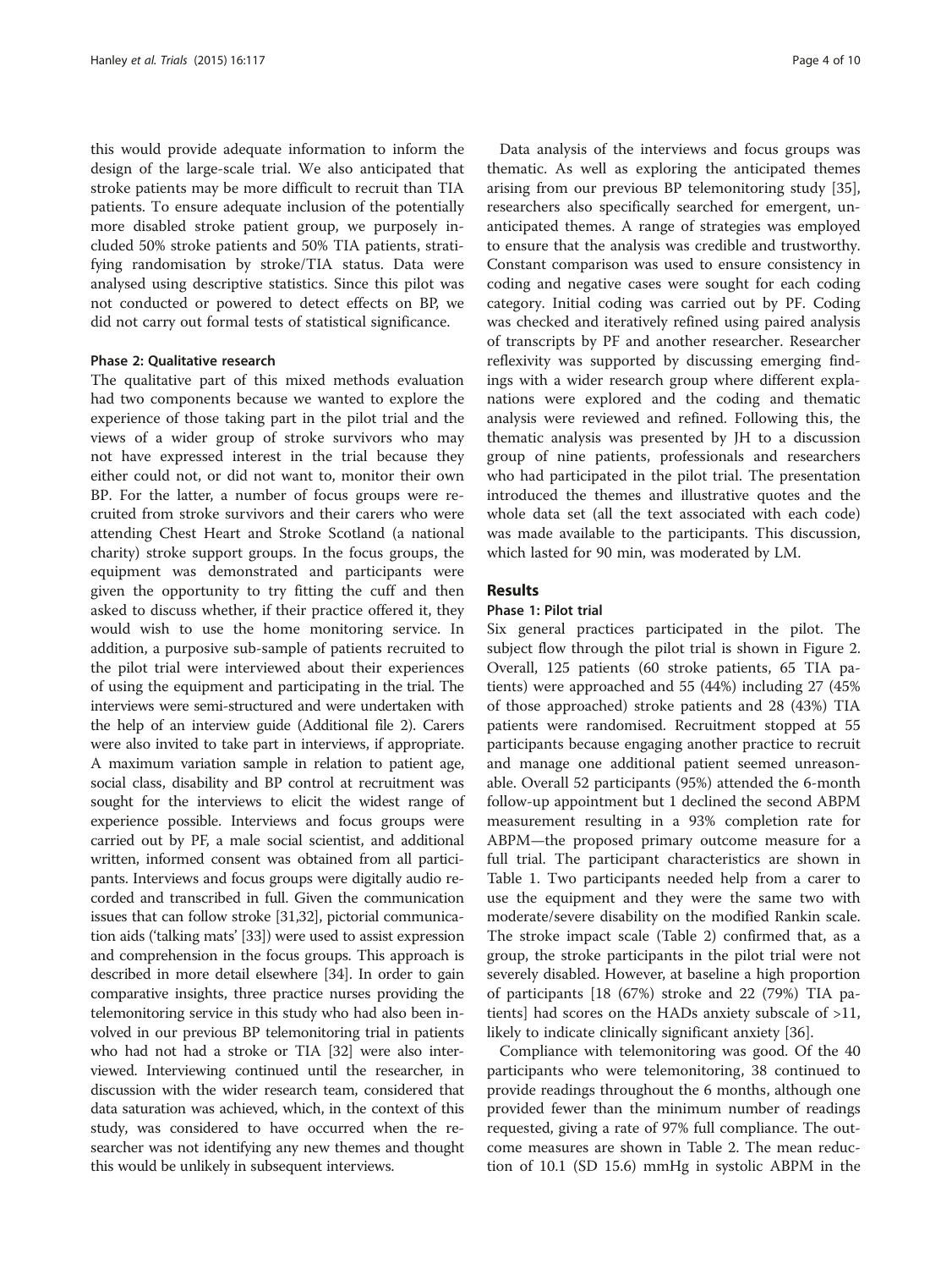this would provide adequate information to inform the design of the large-scale trial. We also anticipated that stroke patients may be more difficult to recruit than TIA patients. To ensure adequate inclusion of the potentially more disabled stroke patient group, we purposely included 50% stroke patients and 50% TIA patients, stratifying randomisation by stroke/TIA status. Data were analysed using descriptive statistics. Since this pilot was not conducted or powered to detect effects on BP, we did not carry out formal tests of statistical significance.

#### Phase 2: Qualitative research

The qualitative part of this mixed methods evaluation had two components because we wanted to explore the experience of those taking part in the pilot trial and the views of a wider group of stroke survivors who may not have expressed interest in the trial because they either could not, or did not want to, monitor their own BP. For the latter, a number of focus groups were recruited from stroke survivors and their carers who were attending Chest Heart and Stroke Scotland (a national charity) stroke support groups. In the focus groups, the equipment was demonstrated and participants were given the opportunity to try fitting the cuff and then asked to discuss whether, if their practice offered it, they would wish to use the home monitoring service. In addition, a purposive sub-sample of patients recruited to the pilot trial were interviewed about their experiences of using the equipment and participating in the trial. The interviews were semi-structured and were undertaken with the help of an interview guide (Additional file 2). Carers were also invited to take part in interviews, if appropriate. A maximum variation sample in relation to patient age, social class, disability and BP control at recruitment was sought for the interviews to elicit the widest range of experience possible. Interviews and focus groups were carried out by PF, a male social scientist, and additional written, informed consent was obtained from all participants. Interviews and focus groups were digitally audio recorded and transcribed in full. Given the communication issues that can follow stroke [31,32], pictorial communication aids ('talking mats' [33]) were used to assist expression and comprehension in the focus groups. This approach is described in more detail elsewhere [34]. In order to gain comparative insights, three practice nurses providing the telemonitoring service in this study who had also been involved in our previous BP telemonitoring trial in patients who had not had a stroke or TIA [32] were also interviewed. Interviewing continued until the researcher, in discussion with the wider research team, considered that data saturation was achieved, which, in the context of this study, was considered to have occurred when the researcher was not identifying any new themes and thought this would be unlikely in subsequent interviews.

Data analysis of the interviews and focus groups was thematic. As well as exploring the anticipated themes arising from our previous BP telemonitoring study [35], researchers also specifically searched for emergent, unanticipated themes. A range of strategies was employed to ensure that the analysis was credible and trustworthy. Constant comparison was used to ensure consistency in coding and negative cases were sought for each coding category. Initial coding was carried out by PF. Coding was checked and iteratively refined using paired analysis of transcripts by PF and another researcher. Researcher reflexivity was supported by discussing emerging findings with a wider research group where different explanations were explored and the coding and thematic analysis were reviewed and refined. Following this, the thematic analysis was presented by JH to a discussion group of nine patients, professionals and researchers who had participated in the pilot trial. The presentation introduced the themes and illustrative quotes and the whole data set (all the text associated with each code) was made available to the participants. This discussion, which lasted for 90 min, was moderated by LM.

## Results

#### Phase 1: Pilot trial

Six general practices participated in the pilot. The subject flow through the pilot trial is shown in Figure 2. Overall, 125 patients (60 stroke patients, 65 TIA patients) were approached and 55 (44%) including 27 (45% of those approached) stroke patients and 28 (43%) TIA patients were randomised. Recruitment stopped at 55 participants because engaging another practice to recruit and manage one additional patient seemed unreasonable. Overall 52 participants (95%) attended the 6-month follow-up appointment but 1 declined the second ABPM measurement resulting in a 93% completion rate for ABPM—the proposed primary outcome measure for a full trial. The participant characteristics are shown in Table 1. Two participants needed help from a carer to use the equipment and they were the same two with moderate/severe disability on the modified Rankin scale. The stroke impact scale (Table 2) confirmed that, as a group, the stroke participants in the pilot trial were not severely disabled. However, at baseline a high proportion of participants [18 (67%) stroke and 22 (79%) TIA patients] had scores on the HADs anxiety subscale of >11, likely to indicate clinically significant anxiety [36].

Compliance with telemonitoring was good. Of the 40 participants who were telemonitoring, 38 continued to provide readings throughout the 6 months, although one provided fewer than the minimum number of readings requested, giving a rate of 97% full compliance. The outcome measures are shown in Table 2. The mean reduction of 10.1 (SD 15.6) mmHg in systolic ABPM in the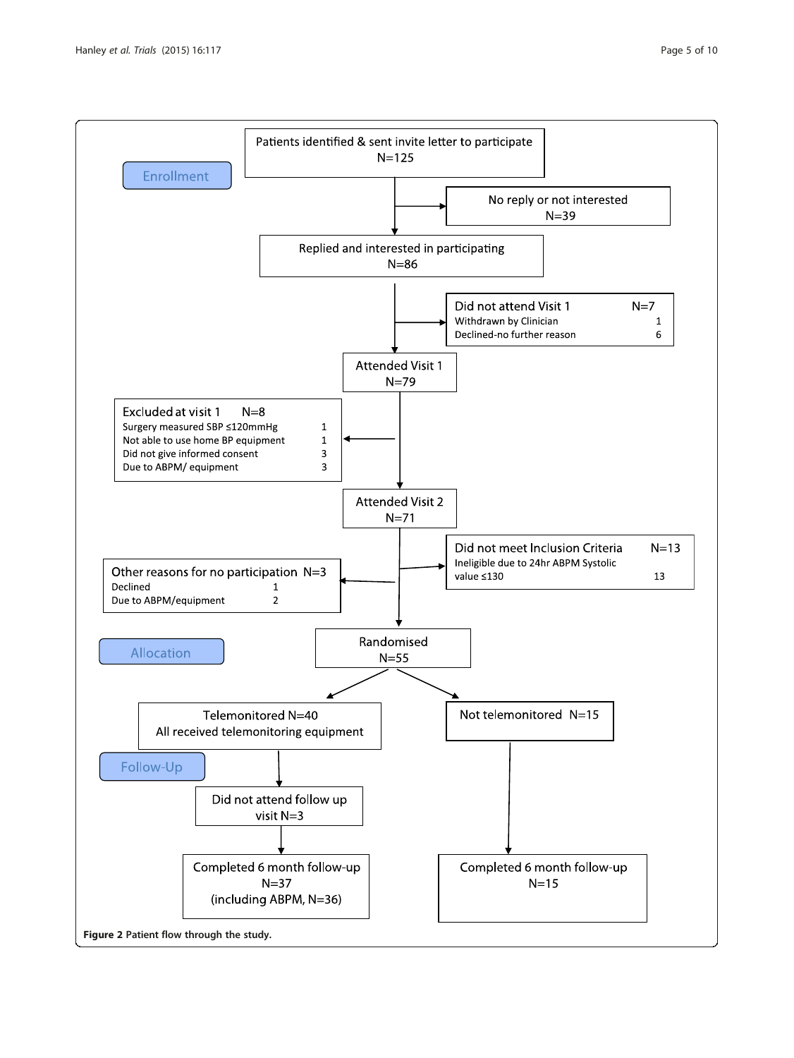**Enrollment**

Patients identified & sent invite letter to participate
N=125

→ No reply or not interested
N=39

Replied and interested in participating
N=86

→ Did not attend Visit 1 N=7
- Withdrawn by Clinician 1
- Declined-no further reason 6

Attended Visit 1
N=79

→ Excluded at visit 1 N=8
- Surgery measured SBP ≤120mmHg 1
- Not able to use home BP equipment 1
- Did not give informed consent 3
- Due to ABPM/ equipment 3

Attended Visit 2
N=71

→ Did not meet Inclusion Criteria N=13
- Ineligible due to 24hr ABPM Systolic value ≤130 13

→ Other reasons for no participation N=3
- Declined 1
- Due to ABPM/equipment 2

**Allocation**

Randomised
N=55

Telemonitored N=40
All received telemonitoring equipment

Not telemonitored N=15

**Follow-Up**

Telemonitored: Did not attend follow up visit N=3

Telemonitored: Completed 6 month follow-up
N=37
(including ABPM, N=36)

Not telemonitored: Completed 6 month follow-up
N=15

**Figure 2** Patient flow through the study.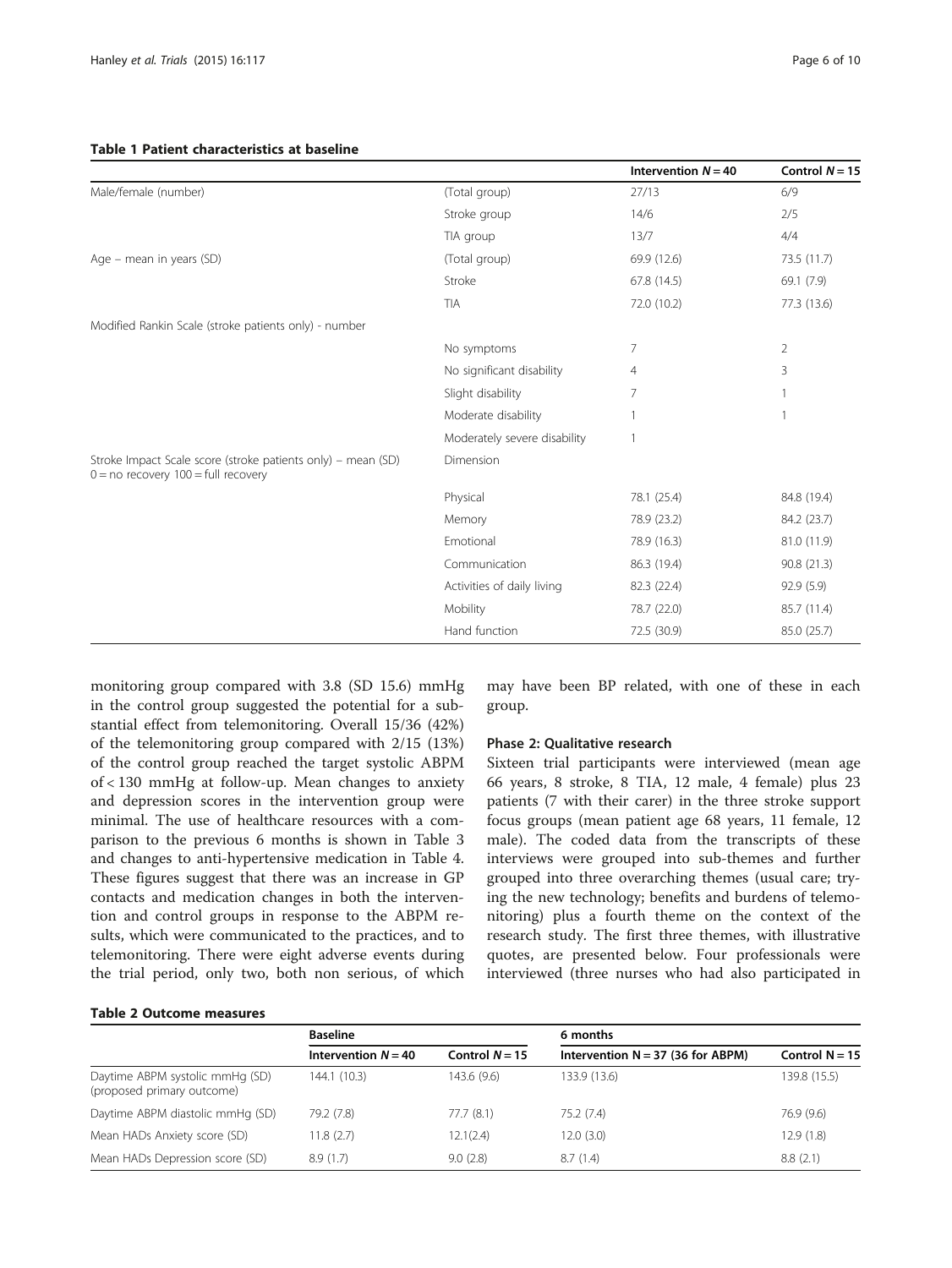**Table 1 Patient characteristics at baseline**

| | | Intervention $N = 40$ | Control $N = 15$ |
|---|---|---|---|
| Male/female (number) | (Total group) | 27/13 | 6/9 |
| | Stroke group | 14/6 | 2/5 |
| | TIA group | 13/7 | 4/4 |
| Age – mean in years (SD) | (Total group) | 69.9 (12.6) | 73.5 (11.7) |
| | Stroke | 67.8 (14.5) | 69.1 (7.9) |
| | TIA | 72.0 (10.2) | 77.3 (13.6) |
| Modified Rankin Scale (stroke patients only) - number | | | |
| | No symptoms | 7 | 2 |
| | No significant disability | 4 | 3 |
| | Slight disability | 7 | 1 |
| | Moderate disability | 1 | 1 |
| | Moderately severe disability | 1 | |
| Stroke Impact Scale score (stroke patients only) – mean (SD) 0 = no recovery 100 = full recovery | Dimension | | |
| | Physical | 78.1 (25.4) | 84.8 (19.4) |
| | Memory | 78.9 (23.2) | 84.2 (23.7) |
| | Emotional | 78.9 (16.3) | 81.0 (11.9) |
| | Communication | 86.3 (19.4) | 90.8 (21.3) |
| | Activities of daily living | 82.3 (22.4) | 92.9 (5.9) |
| | Mobility | 78.7 (22.0) | 85.7 (11.4) |
| | Hand function | 72.5 (30.9) | 85.0 (25.7) |

monitoring group compared with 3.8 (SD 15.6) mmHg in the control group suggested the potential for a substantial effect from telemonitoring. Overall 15/36 (42%) of the telemonitoring group compared with 2/15 (13%) of the control group reached the target systolic ABPM of < 130 mmHg at follow-up. Mean changes to anxiety and depression scores in the intervention group were minimal. The use of healthcare resources with a comparison to the previous 6 months is shown in Table 3 and changes to anti-hypertensive medication in Table 4. These figures suggest that there was an increase in GP contacts and medication changes in both the intervention and control groups in response to the ABPM results, which were communicated to the practices, and to telemonitoring. There were eight adverse events during the trial period, only two, both non serious, of which may have been BP related, with one of these in each group.

### Phase 2: Qualitative research

Sixteen trial participants were interviewed (mean age 66 years, 8 stroke, 8 TIA, 12 male, 4 female) plus 23 patients (7 with their carer) in the three stroke support focus groups (mean patient age 68 years, 11 female, 12 male). The coded data from the transcripts of these interviews were grouped into sub-themes and further grouped into three overarching themes (usual care; trying the new technology; benefits and burdens of telemonitoring) plus a fourth theme on the context of the research study. The first three themes, with illustrative quotes, are presented below. Four professionals were interviewed (three nurses who had also participated in

**Table 2 Outcome measures**

| | Baseline | | 6 months | |
|---|---|---|---|---|
| | Intervention $N = 40$ | Control $N = 15$ | Intervention N = 37 (36 for ABPM) | Control N = 15 |
| Daytime ABPM systolic mmHg (SD) (proposed primary outcome) | 144.1 (10.3) | 143.6 (9.6) | 133.9 (13.6) | 139.8 (15.5) |
| Daytime ABPM diastolic mmHg (SD) | 79.2 (7.8) | 77.7 (8.1) | 75.2 (7.4) | 76.9 (9.6) |
| Mean HADs Anxiety score (SD) | 11.8 (2.7) | 12.1(2.4) | 12.0 (3.0) | 12.9 (1.8) |
| Mean HADs Depression score (SD) | 8.9 (1.7) | 9.0 (2.8) | 8.7 (1.4) | 8.8 (2.1) |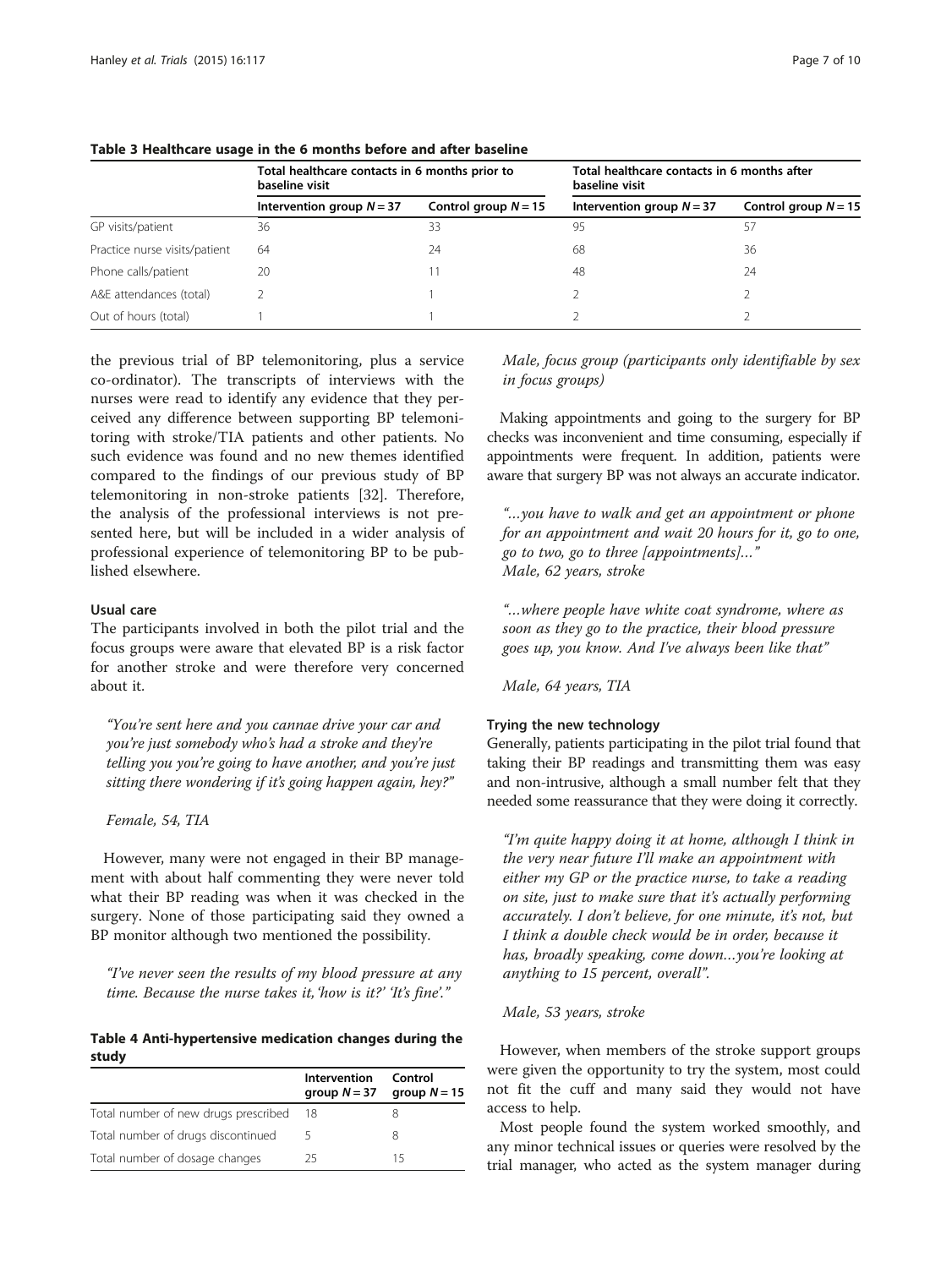**Table 3 Healthcare usage in the 6 months before and after baseline**

| | Total healthcare contacts in 6 months prior to baseline visit | | Total healthcare contacts in 6 months after baseline visit | |
|---|---|---|---|---|
| | Intervention group $N = 37$ | Control group $N = 15$ | Intervention group $N = 37$ | Control group $N = 15$ |
| GP visits/patient | 36 | 33 | 95 | 57 |
| Practice nurse visits/patient | 64 | 24 | 68 | 36 |
| Phone calls/patient | 20 | 11 | 48 | 24 |
| A&E attendances (total) | 2 | 1 | 2 | 2 |
| Out of hours (total) | 1 | 1 | 2 | 2 |

the previous trial of BP telemonitoring, plus a service co-ordinator). The transcripts of interviews with the nurses were read to identify any evidence that they perceived any difference between supporting BP telemonitoring with stroke/TIA patients and other patients. No such evidence was found and no new themes identified compared to the findings of our previous study of BP telemonitoring in non-stroke patients [32]. Therefore, the analysis of the professional interviews is not presented here, but will be included in a wider analysis of professional experience of telemonitoring BP to be published elsewhere.

#### Usual care

The participants involved in both the pilot trial and the focus groups were aware that elevated BP is a risk factor for another stroke and were therefore very concerned about it.

> *"You're sent here and you cannae drive your car and you're just somebody who's had a stroke and they're telling you you're going to have another, and you're just sitting there wondering if it's going happen again, hey?"*
>
> *Female, 54, TIA*

However, many were not engaged in their BP management with about half commenting they were never told what their BP reading was when it was checked in the surgery. None of those participating said they owned a BP monitor although two mentioned the possibility.

> *"I've never seen the results of my blood pressure at any time. Because the nurse takes it, 'how is it?' 'It's fine'."*

**Table 4 Anti-hypertensive medication changes during the study**

| | Intervention group $N = 37$ | Control group $N = 15$ |
|---|---|---|
| Total number of new drugs prescribed | 18 | 8 |
| Total number of drugs discontinued | 5 | 8 |
| Total number of dosage changes | 25 | 15 |

> *Male, focus group (participants only identifiable by sex in focus groups)*

Making appointments and going to the surgery for BP checks was inconvenient and time consuming, especially if appointments were frequent. In addition, patients were aware that surgery BP was not always an accurate indicator.

> *"...you have to walk and get an appointment or phone for an appointment and wait 20 hours for it, go to one, go to two, go to three [appointments]..."*
> *Male, 62 years, stroke*

> *"...where people have white coat syndrome, where as soon as they go to the practice, their blood pressure goes up, you know. And I've always been like that"*
>
> *Male, 64 years, TIA*

#### Trying the new technology

Generally, patients participating in the pilot trial found that taking their BP readings and transmitting them was easy and non-intrusive, although a small number felt that they needed some reassurance that they were doing it correctly.

> *"I'm quite happy doing it at home, although I think in the very near future I'll make an appointment with either my GP or the practice nurse, to take a reading on site, just to make sure that it's actually performing accurately. I don't believe, for one minute, it's not, but I think a double check would be in order, because it has, broadly speaking, come down...you're looking at anything to 15 percent, overall".*
>
> *Male, 53 years, stroke*

However, when members of the stroke support groups were given the opportunity to try the system, most could not fit the cuff and many said they would not have access to help.

Most people found the system worked smoothly, and any minor technical issues or queries were resolved by the trial manager, who acted as the system manager during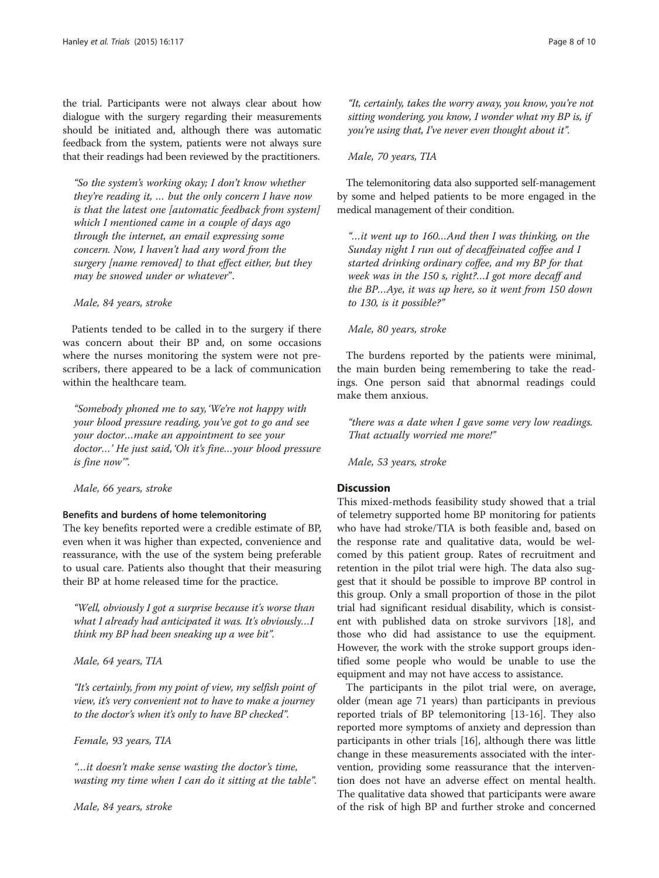the trial. Participants were not always clear about how dialogue with the surgery regarding their measurements should be initiated and, although there was automatic feedback from the system, patients were not always sure that their readings had been reviewed by the practitioners.

> *"So the system's working okay; I don't know whether they're reading it, … but the only concern I have now is that the latest one [automatic feedback from system] which I mentioned came in a couple of days ago through the internet, an email expressing some concern. Now, I haven't had any word from the surgery [name removed] to that effect either, but they may be snowed under or whatever".*
>
> *Male, 84 years, stroke*

Patients tended to be called in to the surgery if there was concern about their BP and, on some occasions where the nurses monitoring the system were not prescribers, there appeared to be a lack of communication within the healthcare team.

> *"Somebody phoned me to say, 'We're not happy with your blood pressure reading, you've got to go and see your doctor…make an appointment to see your doctor…' He just said, 'Oh it's fine…your blood pressure is fine now'".*
>
> *Male, 66 years, stroke*

#### Benefits and burdens of home telemonitoring

The key benefits reported were a credible estimate of BP, even when it was higher than expected, convenience and reassurance, with the use of the system being preferable to usual care. Patients also thought that their measuring their BP at home released time for the practice.

> *"Well, obviously I got a surprise because it's worse than what I already had anticipated it was. It's obviously…I think my BP had been sneaking up a wee bit".*
>
> *Male, 64 years, TIA*

> *"It's certainly, from my point of view, my selfish point of view, it's very convenient not to have to make a journey to the doctor's when it's only to have BP checked".*
>
> *Female, 93 years, TIA*

> *"…it doesn't make sense wasting the doctor's time, wasting my time when I can do it sitting at the table".*
>
> *Male, 84 years, stroke*

> *"It, certainly, takes the worry away, you know, you're not sitting wondering, you know, I wonder what my BP is, if you're using that, I've never even thought about it".*
>
> *Male, 70 years, TIA*

The telemonitoring data also supported self-management by some and helped patients to be more engaged in the medical management of their condition.

> *"…it went up to 160…And then I was thinking, on the Sunday night I run out of decaffeinated coffee and I started drinking ordinary coffee, and my BP for that week was in the 150 s, right?…I got more decaff and the BP…Aye, it was up here, so it went from 150 down to 130, is it possible?"*
>
> *Male, 80 years, stroke*

The burdens reported by the patients were minimal, the main burden being remembering to take the readings. One person said that abnormal readings could make them anxious.

> *"there was a date when I gave some very low readings. That actually worried me more!"*
>
> *Male, 53 years, stroke*

## Discussion

This mixed-methods feasibility study showed that a trial of telemetry supported home BP monitoring for patients who have had stroke/TIA is both feasible and, based on the response rate and qualitative data, would be welcomed by this patient group. Rates of recruitment and retention in the pilot trial were high. The data also suggest that it should be possible to improve BP control in this group. Only a small proportion of those in the pilot trial had significant residual disability, which is consistent with published data on stroke survivors [18], and those who did had assistance to use the equipment. However, the work with the stroke support groups identified some people who would be unable to use the equipment and may not have access to assistance.

The participants in the pilot trial were, on average, older (mean age 71 years) than participants in previous reported trials of BP telemonitoring [13-16]. They also reported more symptoms of anxiety and depression than participants in other trials [16], although there was little change in these measurements associated with the intervention, providing some reassurance that the intervention does not have an adverse effect on mental health. The qualitative data showed that participants were aware of the risk of high BP and further stroke and concerned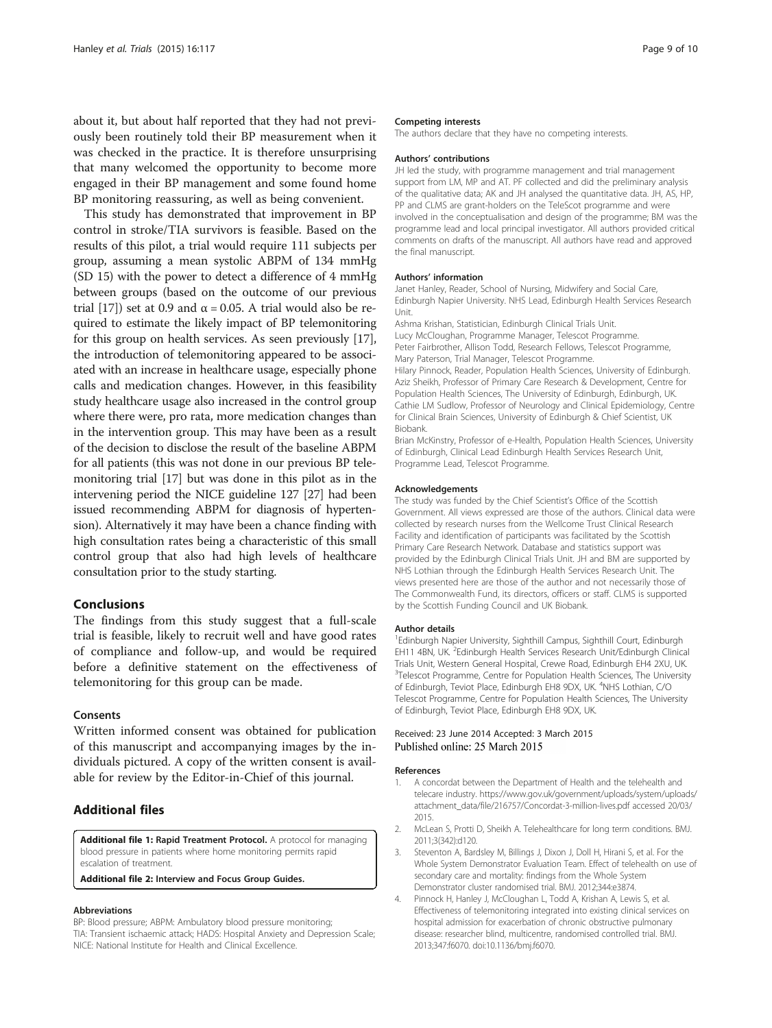about it, but about half reported that they had not previously been routinely told their BP measurement when it was checked in the practice. It is therefore unsurprising that many welcomed the opportunity to become more engaged in their BP management and some found home BP monitoring reassuring, as well as being convenient.

This study has demonstrated that improvement in BP control in stroke/TIA survivors is feasible. Based on the results of this pilot, a trial would require 111 subjects per group, assuming a mean systolic ABPM of 134 mmHg (SD 15) with the power to detect a difference of 4 mmHg between groups (based on the outcome of our previous trial [17]) set at 0.9 and $\alpha = 0.05$. A trial would also be required to estimate the likely impact of BP telemonitoring for this group on health services. As seen previously [17], the introduction of telemonitoring appeared to be associated with an increase in healthcare usage, especially phone calls and medication changes. However, in this feasibility study healthcare usage also increased in the control group where there were, pro rata, more medication changes than in the intervention group. This may have been as a result of the decision to disclose the result of the baseline ABPM for all patients (this was not done in our previous BP telemonitoring trial [17] but was done in this pilot as in the intervening period the NICE guideline 127 [27] had been issued recommending ABPM for diagnosis of hypertension). Alternatively it may have been a chance finding with high consultation rates being a characteristic of this small control group that also had high levels of healthcare consultation prior to the study starting.

## Conclusions

The findings from this study suggest that a full-scale trial is feasible, likely to recruit well and have good rates of compliance and follow-up, and would be required before a definitive statement on the effectiveness of telemonitoring for this group can be made.

### Consents

Written informed consent was obtained for publication of this manuscript and accompanying images by the individuals pictured. A copy of the written consent is available for review by the Editor-in-Chief of this journal.

## Additional files

**Additional file 1: Rapid Treatment Protocol.** A protocol for managing blood pressure in patients where home monitoring permits rapid escalation of treatment.

**Additional file 2: Interview and Focus Group Guides.**

#### Abbreviations

BP: Blood pressure; ABPM: Ambulatory blood pressure monitoring; TIA: Transient ischaemic attack; HADS: Hospital Anxiety and Depression Scale; NICE: National Institute for Health and Clinical Excellence.

#### Competing interests

The authors declare that they have no competing interests.

#### Authors' contributions

JH led the study, with programme management and trial management support from LM, MP and AT. PF collected and did the preliminary analysis of the qualitative data; AK and JH analysed the quantitative data. JH, AS, HP, PP and CLMS are grant-holders on the TeleScot programme and were involved in the conceptualisation and design of the programme; BM was the programme lead and local principal investigator. All authors provided critical comments on drafts of the manuscript. All authors have read and approved the final manuscript.

#### Authors' information

Janet Hanley, Reader, School of Nursing, Midwifery and Social Care, Edinburgh Napier University. NHS Lead, Edinburgh Health Services Research Unit.
Ashma Krishan, Statistician, Edinburgh Clinical Trials Unit.
Lucy McCloughan, Programme Manager, Telescot Programme.
Peter Fairbrother, Allison Todd, Research Fellows, Telescot Programme,
Mary Paterson, Trial Manager, Telescot Programme.
Hilary Pinnock, Reader, Population Health Sciences, University of Edinburgh.
Aziz Sheikh, Professor of Primary Care Research & Development, Centre for Population Health Sciences, The University of Edinburgh, Edinburgh, UK.
Cathie LM Sudlow, Professor of Neurology and Clinical Epidemiology, Centre for Clinical Brain Sciences, University of Edinburgh & Chief Scientist, UK Biobank.
Brian McKinstry, Professor of e-Health, Population Health Sciences, University of Edinburgh, Clinical Lead Edinburgh Health Services Research Unit, Programme Lead, Telescot Programme.

#### Acknowledgements

The study was funded by the Chief Scientist's Office of the Scottish Government. All views expressed are those of the authors. Clinical data were collected by research nurses from the Wellcome Trust Clinical Research Facility and identification of participants was facilitated by the Scottish Primary Care Research Network. Database and statistics support was provided by the Edinburgh Clinical Trials Unit. JH and BM are supported by NHS Lothian through the Edinburgh Health Services Research Unit. The views presented here are those of the author and not necessarily those of The Commonwealth Fund, its directors, officers or staff. CLMS is supported by the Scottish Funding Council and UK Biobank.

#### Author details

[1]Edinburgh Napier University, Sighthill Campus, Sighthill Court, Edinburgh EH11 4BN, UK. [2]Edinburgh Health Services Research Unit/Edinburgh Clinical Trials Unit, Western General Hospital, Crewe Road, Edinburgh EH4 2XU, UK. [3]Telescot Programme, Centre for Population Health Sciences, The University of Edinburgh, Teviot Place, Edinburgh EH8 9DX, UK. [4]NHS Lothian, C/O Telescot Programme, Centre for Population Health Sciences, The University of Edinburgh, Teviot Place, Edinburgh EH8 9DX, UK.

Received: 23 June 2014 Accepted: 3 March 2015
Published online: 25 March 2015

#### References

1. A concordat between the Department of Health and the telehealth and telecare industry. https://www.gov.uk/government/uploads/system/uploads/attachment_data/file/216757/Concordat-3-million-lives.pdf accessed 20/03/2015.
2. McLean S, Protti D, Sheikh A. Telehealthcare for long term conditions. BMJ. 2011;3(342):d120.
3. Steventon A, Bardsley M, Billings J, Dixon J, Doll H, Hirani S, et al. For the Whole System Demonstrator Evaluation Team. Effect of telehealth on use of secondary care and mortality: findings from the Whole System Demonstrator cluster randomised trial. BMJ. 2012;344:e3874.
4. Pinnock H, Hanley J, McCloughan L, Todd A, Krishan A, Lewis S, et al. Effectiveness of telemonitoring integrated into existing clinical services on hospital admission for exacerbation of chronic obstructive pulmonary disease: researcher blind, multicentre, randomised controlled trial. BMJ. 2013;347:f6070. doi:10.1136/bmj.f6070.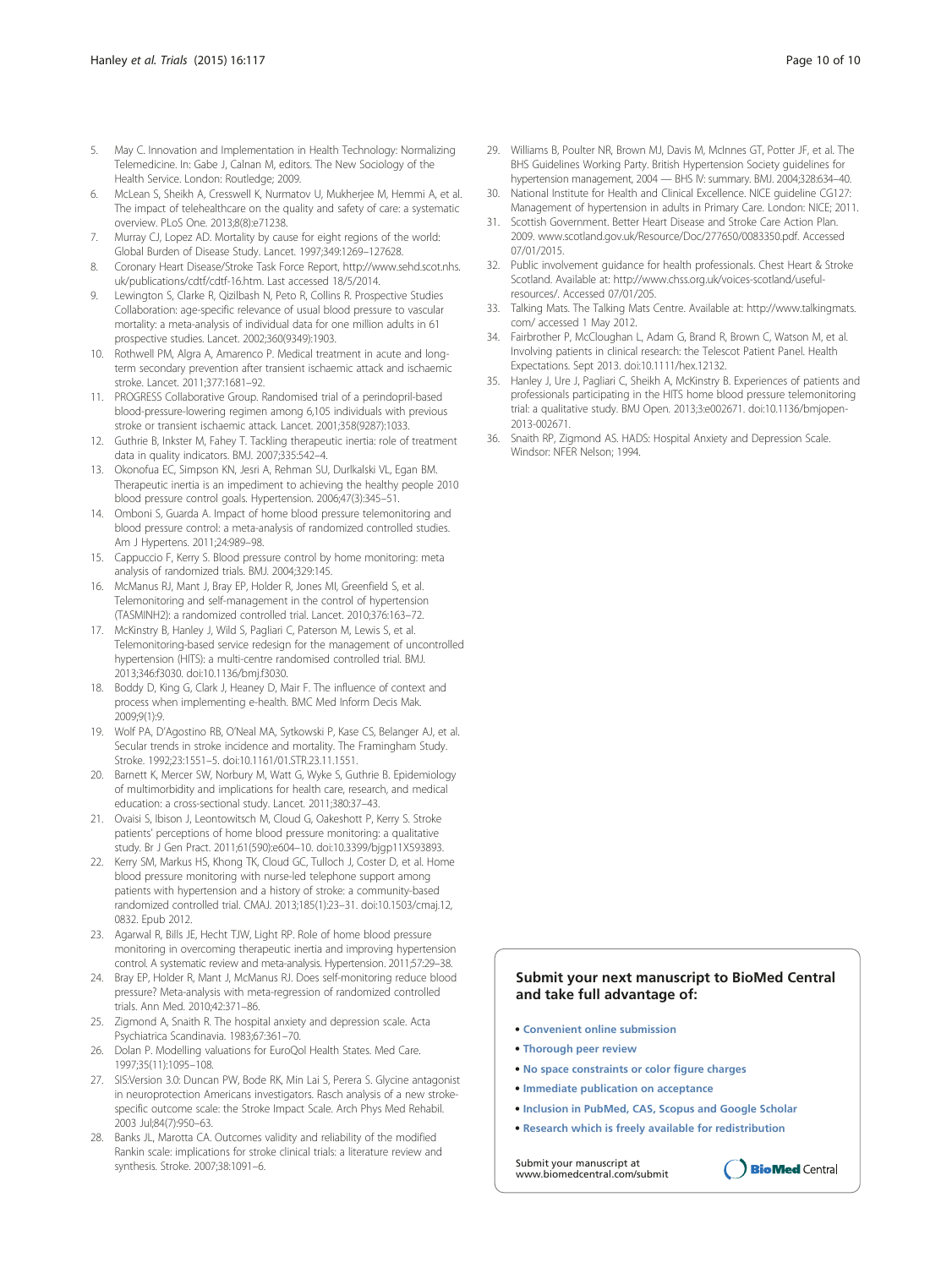5. May C. Innovation and Implementation in Health Technology: Normalizing Telemedicine. In: Gabe J, Calnan M, editors. The New Sociology of the Health Service. London: Routledge; 2009.
6. McLean S, Sheikh A, Cresswell K, Nurmatov U, Mukherjee M, Hemmi A, et al. The impact of telehealthcare on the quality and safety of care: a systematic overview. PLoS One. 2013;8(8):e71238.
7. Murray CJ, Lopez AD. Mortality by cause for eight regions of the world: Global Burden of Disease Study. Lancet. 1997;349:1269–127628.
8. Coronary Heart Disease/Stroke Task Force Report, http://www.sehd.scot.nhs.uk/publications/cdtf/cdtf-16.htm. Last accessed 18/5/2014.
9. Lewington S, Clarke R, Qizilbash N, Peto R, Collins R. Prospective Studies Collaboration: age-specific relevance of usual blood pressure to vascular mortality: a meta-analysis of individual data for one million adults in 61 prospective studies. Lancet. 2002;360(9349):1903.
10. Rothwell PM, Algra A, Amarenco P. Medical treatment in acute and long-term secondary prevention after transient ischaemic attack and ischaemic stroke. Lancet. 2011;377:1681–92.
11. PROGRESS Collaborative Group. Randomised trial of a perindopril-based blood-pressure-lowering regimen among 6,105 individuals with previous stroke or transient ischaemic attack. Lancet. 2001;358(9287):1033.
12. Guthrie B, Inkster M, Fahey T. Tackling therapeutic inertia: role of treatment data in quality indicators. BMJ. 2007;335:542–4.
13. Okonofua EC, Simpson KN, Jesri A, Rehman SU, Durlkalski VL, Egan BM. Therapeutic inertia is an impediment to achieving the healthy people 2010 blood pressure control goals. Hypertension. 2006;47(3):345–51.
14. Omboni S, Guarda A. Impact of home blood pressure telemonitoring and blood pressure control: a meta-analysis of randomized controlled studies. Am J Hypertens. 2011;24:989–98.
15. Cappuccio F, Kerry S. Blood pressure control by home monitoring: meta analysis of randomized trials. BMJ. 2004;329:145.
16. McManus RJ, Mant J, Bray EP, Holder R, Jones MI, Greenfield S, et al. Telemonitoring and self-management in the control of hypertension (TASMINH2): a randomized controlled trial. Lancet. 2010;376:163–72.
17. McKinstry B, Hanley J, Wild S, Pagliari C, Paterson M, Lewis S, et al. Telemonitoring-based service redesign for the management of uncontrolled hypertension (HITS): a multi-centre randomised controlled trial. BMJ. 2013;346:f3030. doi:10.1136/bmj.f3030.
18. Boddy D, King G, Clark J, Heaney D, Mair F. The influence of context and process when implementing e-health. BMC Med Inform Decis Mak. 2009;9(1):9.
19. Wolf PA, D'Agostino RB, O'Neal MA, Sytkowski P, Kase CS, Belanger AJ, et al. Secular trends in stroke incidence and mortality. The Framingham Study. Stroke. 1992;23:1551–5. doi:10.1161/01.STR.23.11.1551.
20. Barnett K, Mercer SW, Norbury M, Watt G, Wyke S, Guthrie B. Epidemiology of multimorbidity and implications for health care, research, and medical education: a cross-sectional study. Lancet. 2011;380:37–43.
21. Ovaisi S, Ibison J, Leontowitsch M, Cloud G, Oakeshott P, Kerry S. Stroke patients' perceptions of home blood pressure monitoring: a qualitative study. Br J Gen Pract. 2011;61(590):e604–10. doi:10.3399/bjgp11X593893.
22. Kerry SM, Markus HS, Khong TK, Cloud GC, Tulloch J, Coster D, et al. Home blood pressure monitoring with nurse-led telephone support among patients with hypertension and a history of stroke: a community-based randomized controlled trial. CMAJ. 2013;185(1):23–31. doi:10.1503/cmaj.12, 0832. Epub 2012.
23. Agarwal R, Bills JE, Hecht TJW, Light RP. Role of home blood pressure monitoring in overcoming therapeutic inertia and improving hypertension control. A systematic review and meta-analysis. Hypertension. 2011;57:29–38.
24. Bray EP, Holder R, Mant J, McManus RJ. Does self-monitoring reduce blood pressure? Meta-analysis with meta-regression of randomized controlled trials. Ann Med. 2010;42:371–86.
25. Zigmond A, Snaith R. The hospital anxiety and depression scale. Acta Psychiatrica Scandinavia. 1983;67:361–70.
26. Dolan P. Modelling valuations for EuroQol Health States. Med Care. 1997;35(11):1095–108.
27. SIS:Version 3.0: Duncan PW, Bode RK, Min Lai S, Perera S. Glycine antagonist in neuroprotection Americans investigators. Rasch analysis of a new stroke-specific outcome scale: the Stroke Impact Scale. Arch Phys Med Rehabil. 2003 Jul;84(7):950–63.
28. Banks JL, Marotta CA. Outcomes validity and reliability of the modified Rankin scale: implications for stroke clinical trials: a literature review and synthesis. Stroke. 2007;38:1091–6.
29. Williams B, Poulter NR, Brown MJ, Davis M, McInnes GT, Potter JF, et al. The BHS Guidelines Working Party. British Hypertension Society guidelines for hypertension management, 2004 — BHS IV: summary. BMJ. 2004;328:634–40.
30. National Institute for Health and Clinical Excellence. NICE guideline CG127: Management of hypertension in adults in Primary Care. London: NICE; 2011.
31. Scottish Government. Better Heart Disease and Stroke Care Action Plan. 2009. www.scotland.gov.uk/Resource/Doc/277650/0083350.pdf. Accessed 07/01/2015.
32. Public involvement guidance for health professionals. Chest Heart & Stroke Scotland. Available at: http://www.chss.org.uk/voices-scotland/useful-resources/. Accessed 07/01/205.
33. Talking Mats. The Talking Mats Centre. Available at: http://www.talkingmats.com/ accessed 1 May 2012.
34. Fairbrother P, McCloughan L, Adam G, Brand R, Brown C, Watson M, et al. Involving patients in clinical research: the Telescot Patient Panel. Health Expectations. Sept 2013. doi:10.1111/hex.12132.
35. Hanley J, Ure J, Pagliari C, Sheikh A, McKinstry B. Experiences of patients and professionals participating in the HITS home blood pressure telemonitoring trial: a qualitative study. BMJ Open. 2013;3:e002671. doi:10.1136/bmjopen-2013-002671.
36. Snaith RP, Zigmond AS. HADS: Hospital Anxiety and Depression Scale. Windsor: NFER Nelson; 1994.

**Submit your next manuscript to BioMed Central and take full advantage of:**

- **Convenient online submission**
- **Thorough peer review**
- **No space constraints or color figure charges**
- **Immediate publication on acceptance**
- **Inclusion in PubMed, CAS, Scopus and Google Scholar**
- **Research which is freely available for redistribution**

Submit your manuscript at www.biomedcentral.com/submit

BioMed Central